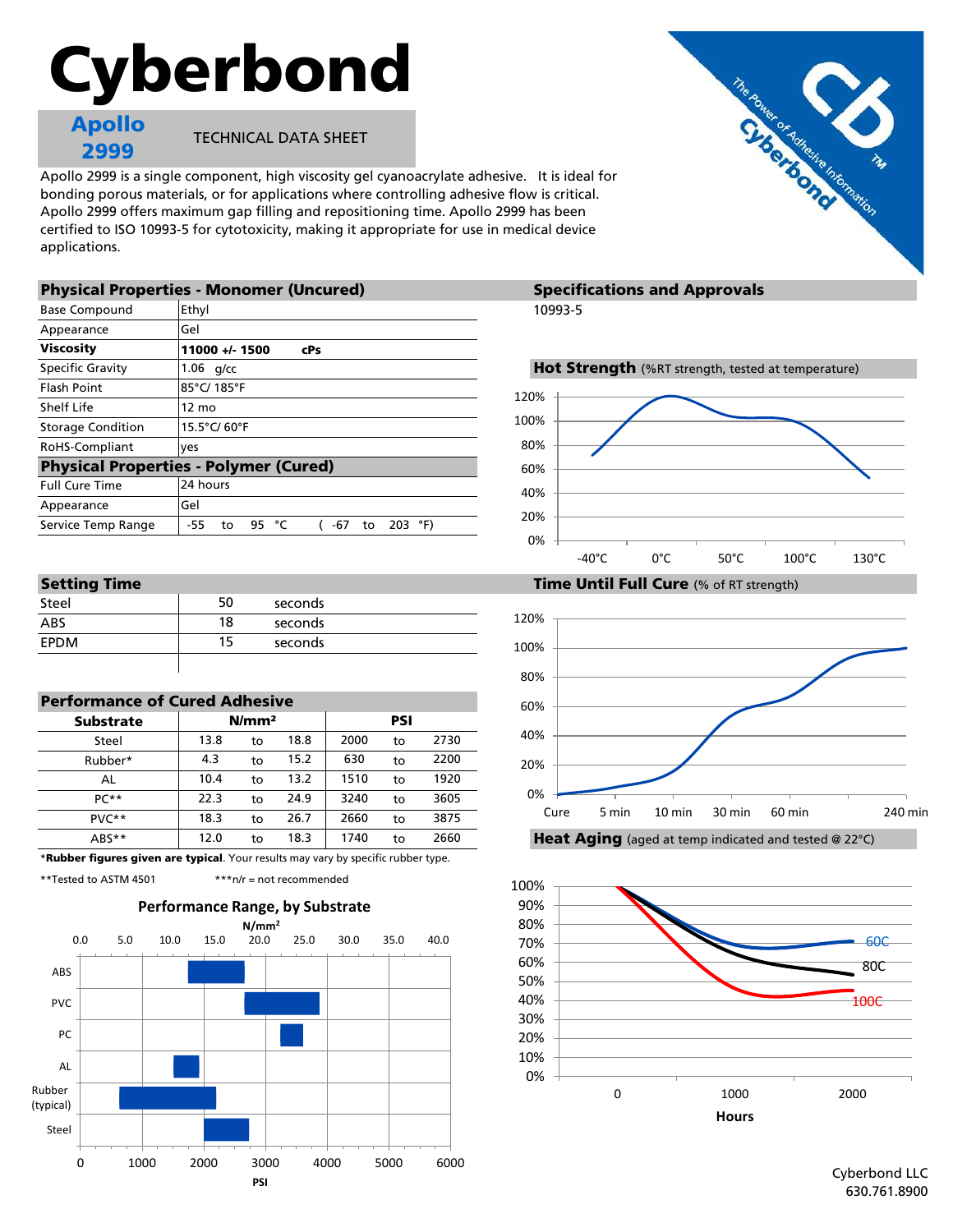# Cyberbond

**Apollo 2999** TECHNICAL DATA SHEET

Apollo 2999 is a single component, high viscosity gel cyanoacrylate adhesive. It is ideal for bonding porous materials, or for applications where controlling adhesive flow is critical. Apollo 2999 offers maximum gap filling and repositioning time. Apollo 2999 has been certified to ISO 10993-5 for cytotoxicity, making it appropriate for use in medical device applications.

## Physical Properties - Monomer (Uncured)

| | |
|---|---|
| Base Compound | Ethyl |
| Appearance | Gel |
| **Viscosity** | **11000 +/- 1500 cPs** |
| Specific Gravity | 1.06 g/cc |
| Flash Point | 85°C/ 185°F |
| Shelf Life | 12 mo |
| Storage Condition | 15.5°C/ 60°F |
| RoHS-Compliant | yes |

## Physical Properties - Polymer (Cured)

| | |
|---|---|
| Full Cure Time | 24 hours |
| Appearance | Gel |
| Service Temp Range | -55 to 95 °C ( -67 to 203 °F) |

## Specifications and Approvals

10993-5

## Hot Strength (%RT strength, tested at temperature)

## Setting Time

| | | |
|---|---|---|
| Steel | 50 | seconds |
| ABS | 18 | seconds |
| EPDM | 15 | seconds |

## Time Until Full Cure (% of RT strength)

## Performance of Cured Adhesive

| Substrate | N/mm² | | | PSI | | |
|---|---|---|---|---|---|---|
| Steel | 13.8 | to | 18.8 | 2000 | to | 2730 |
| Rubber* | 4.3 | to | 15.2 | 630 | to | 2200 |
| AL | 10.4 | to | 13.2 | 1510 | to | 1920 |
| PC** | 22.3 | to | 24.9 | 3240 | to | 3605 |
| PVC** | 18.3 | to | 26.7 | 2660 | to | 3875 |
| ABS** | 12.0 | to | 18.3 | 1740 | to | 2660 |

***Rubber figures given are typical**. Your results may vary by specific rubber type.

**Tested to ASTM 4501 ***n/r = not recommended

## Heat Aging (aged at temp indicated and tested @ 22°C)

### Performance Range, by Substrate

Cyberbond LLC
630.761.8900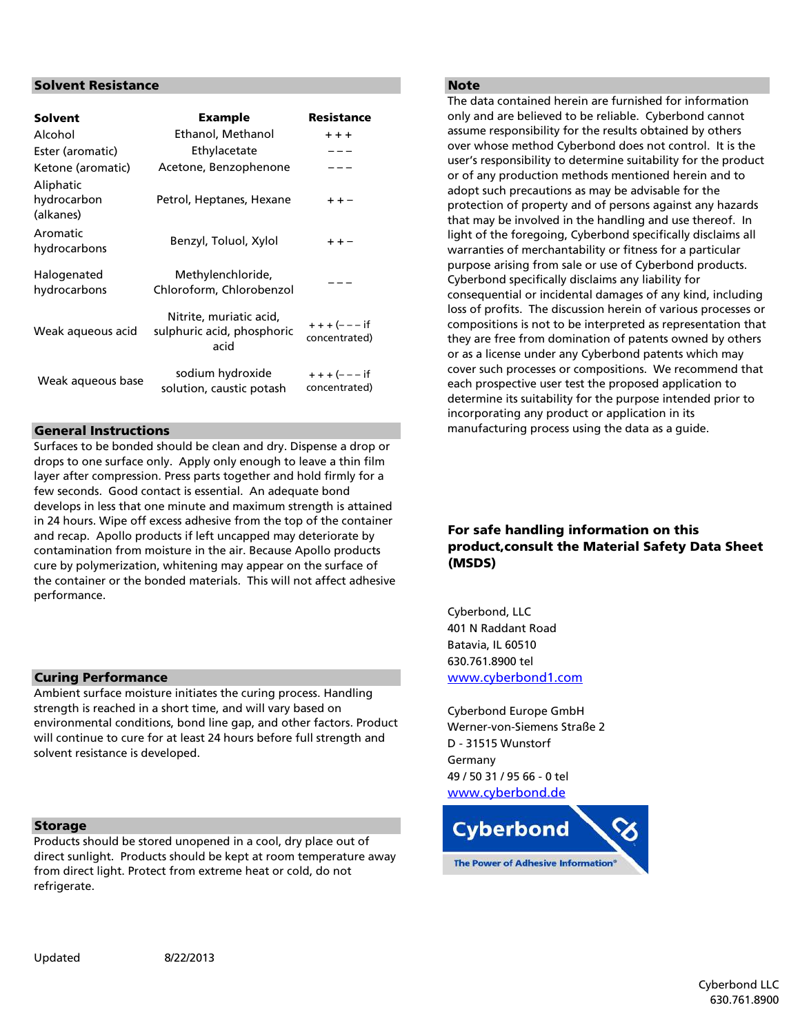## Solvent Resistance

| Solvent | Example | Resistance |
|---|---|---|
| Alcohol | Ethanol, Methanol | + + + |
| Ester (aromatic) | Ethylacetate | – – – |
| Ketone (aromatic) | Acetone, Benzophenone | – – – |
| Aliphatic hydrocarbon (alkanes) | Petrol, Heptanes, Hexane | + + – |
| Aromatic hydrocarbons | Benzyl, Toluol, Xylol | + + – |
| Halogenated hydrocarbons | Methylenchloride, Chloroform, Chlorobenzol | – – – |
| Weak aqueous acid | Nitrite, muriatic acid, sulphuric acid, phosphoric acid | + + + (– – – if concentrated) |
| Weak aqueous base | sodium hydroxide solution, caustic potash | + + + (– – – if concentrated) |

## General Instructions

Surfaces to be bonded should be clean and dry. Dispense a drop or drops to one surface only. Apply only enough to leave a thin film layer after compression. Press parts together and hold firmly for a few seconds. Good contact is essential. An adequate bond develops in less that one minute and maximum strength is attained in 24 hours. Wipe off excess adhesive from the top of the container and recap. Apollo products if left uncapped may deteriorate by contamination from moisture in the air. Because Apollo products cure by polymerization, whitening may appear on the surface of the container or the bonded materials. This will not affect adhesive performance.

## Curing Performance

Ambient surface moisture initiates the curing process. Handling strength is reached in a short time, and will vary based on environmental conditions, bond line gap, and other factors. Product will continue to cure for at least 24 hours before full strength and solvent resistance is developed.

## Storage

Products should be stored unopened in a cool, dry place out of direct sunlight. Products should be kept at room temperature away from direct light. Protect from extreme heat or cold, do not refrigerate.

Updated 8/22/2013

## Note

The data contained herein are furnished for information only and are believed to be reliable. Cyberbond cannot assume responsibility for the results obtained by others over whose method Cyberbond does not control. It is the user's responsibility to determine suitability for the product or of any production methods mentioned herein and to adopt such precautions as may be advisable for the protection of property and of persons against any hazards that may be involved in the handling and use thereof. In light of the foregoing, Cyberbond specifically disclaims all warranties of merchantability or fitness for a particular purpose arising from sale or use of Cyberbond products. Cyberbond specifically disclaims any liability for consequential or incidental damages of any kind, including loss of profits. The discussion herein of various processes or compositions is not to be interpreted as representation that they are free from domination of patents owned by others or as a license under any Cyberbond patents which may cover such processes or compositions. We recommend that each prospective user test the proposed application to determine its suitability for the purpose intended prior to incorporating any product or application in its manufacturing process using the data as a guide.

**For safe handling information on this product,consult the Material Safety Data Sheet (MSDS)**

Cyberbond, LLC
401 N Raddant Road
Batavia, IL 60510
630.761.8900 tel
www.cyberbond1.com

Cyberbond Europe GmbH
Werner-von-Siemens Straße 2
D - 31515 Wunstorf
Germany
49 / 50 31 / 95 66 - 0 tel
www.cyberbond.de

Cyberbond
The Power of Adhesive Information®

Cyberbond LLC
630.761.8900